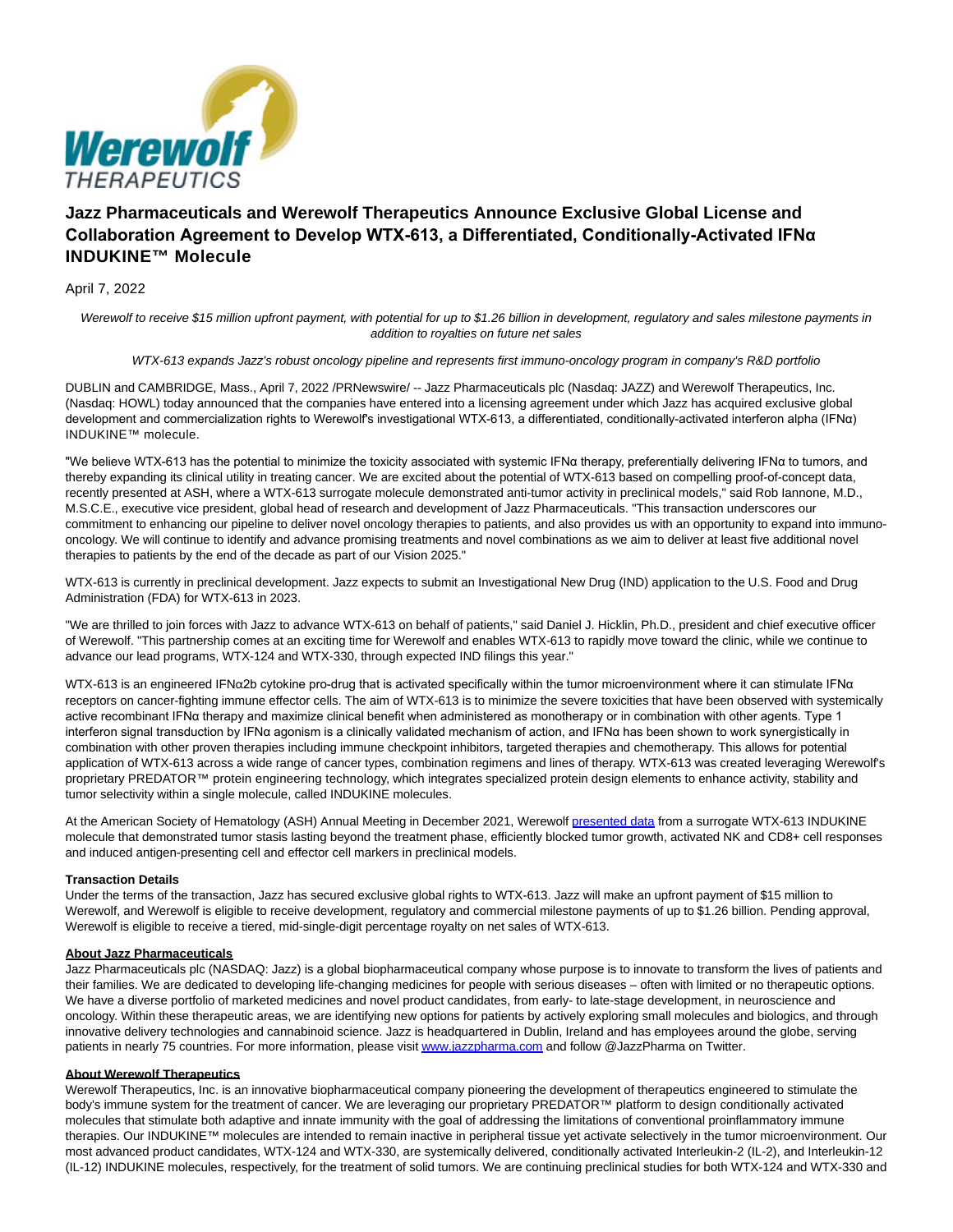# Jazz Pharmaceuticals and Werewolf Therapeutics Announce Exclusive Global License and Collaboration Agreement to Develop WTX-613, a Differentiated, Conditionally-Activated IFNα INDUKINE™ Molecule

April 7, 2022

*Werewolf to receive $15 million upfront payment, with potential for up to $1.26 billion in development, regulatory and sales milestone payments in addition to royalties on future net sales*

*WTX-613 expands Jazz's robust oncology pipeline and represents first immuno-oncology program in company's R&D portfolio*

DUBLIN and CAMBRIDGE, Mass., April 7, 2022 /PRNewswire/ -- Jazz Pharmaceuticals plc (Nasdaq: JAZZ) and Werewolf Therapeutics, Inc. (Nasdaq: HOWL) today announced that the companies have entered into a licensing agreement under which Jazz has acquired exclusive global development and commercialization rights to Werewolf's investigational WTX-613, a differentiated, conditionally-activated interferon alpha (IFNα) INDUKINE™ molecule.

"We believe WTX-613 has the potential to minimize the toxicity associated with systemic IFNα therapy, preferentially delivering IFNα to tumors, and thereby expanding its clinical utility in treating cancer. We are excited about the potential of WTX-613 based on compelling proof-of-concept data, recently presented at ASH, where a WTX-613 surrogate molecule demonstrated anti-tumor activity in preclinical models," said Rob Iannone, M.D., M.S.C.E., executive vice president, global head of research and development of Jazz Pharmaceuticals. "This transaction underscores our commitment to enhancing our pipeline to deliver novel oncology therapies to patients, and also provides us with an opportunity to expand into immuno-oncology. We will continue to identify and advance promising treatments and novel combinations as we aim to deliver at least five additional novel therapies to patients by the end of the decade as part of our Vision 2025."

WTX-613 is currently in preclinical development. Jazz expects to submit an Investigational New Drug (IND) application to the U.S. Food and Drug Administration (FDA) for WTX-613 in 2023.

"We are thrilled to join forces with Jazz to advance WTX-613 on behalf of patients," said Daniel J. Hicklin, Ph.D., president and chief executive officer of Werewolf. "This partnership comes at an exciting time for Werewolf and enables WTX-613 to rapidly move toward the clinic, while we continue to advance our lead programs, WTX-124 and WTX-330, through expected IND filings this year."

WTX-613 is an engineered IFNα2b cytokine pro-drug that is activated specifically within the tumor microenvironment where it can stimulate IFNα receptors on cancer-fighting immune effector cells. The aim of WTX-613 is to minimize the severe toxicities that have been observed with systemically active recombinant IFNα therapy and maximize clinical benefit when administered as monotherapy or in combination with other agents. Type 1 interferon signal transduction by IFNα agonism is a clinically validated mechanism of action, and IFNα has been shown to work synergistically in combination with other proven therapies including immune checkpoint inhibitors, targeted therapies and chemotherapy. This allows for potential application of WTX-613 across a wide range of cancer types, combination regimens and lines of therapy. WTX-613 was created leveraging Werewolf's proprietary PREDATOR™ protein engineering technology, which integrates specialized protein design elements to enhance activity, stability and tumor selectivity within a single molecule, called INDUKINE molecules.

At the American Society of Hematology (ASH) Annual Meeting in December 2021, Werewolf presented data from a surrogate WTX-613 INDUKINE molecule that demonstrated tumor stasis lasting beyond the treatment phase, efficiently blocked tumor growth, activated NK and CD8+ cell responses and induced antigen-presenting cell and effector cell markers in preclinical models.

**Transaction Details**
Under the terms of the transaction, Jazz has secured exclusive global rights to WTX-613. Jazz will make an upfront payment of $15 million to Werewolf, and Werewolf is eligible to receive development, regulatory and commercial milestone payments of up to $1.26 billion. Pending approval, Werewolf is eligible to receive a tiered, mid-single-digit percentage royalty on net sales of WTX-613.

**About Jazz Pharmaceuticals**
Jazz Pharmaceuticals plc (NASDAQ: Jazz) is a global biopharmaceutical company whose purpose is to innovate to transform the lives of patients and their families. We are dedicated to developing life-changing medicines for people with serious diseases – often with limited or no therapeutic options. We have a diverse portfolio of marketed medicines and novel product candidates, from early- to late-stage development, in neuroscience and oncology. Within these therapeutic areas, we are identifying new options for patients by actively exploring small molecules and biologics, and through innovative delivery technologies and cannabinoid science. Jazz is headquartered in Dublin, Ireland and has employees around the globe, serving patients in nearly 75 countries. For more information, please visit www.jazzpharma.com and follow @JazzPharma on Twitter.

**About Werewolf Therapeutics**
Werewolf Therapeutics, Inc. is an innovative biopharmaceutical company pioneering the development of therapeutics engineered to stimulate the body's immune system for the treatment of cancer. We are leveraging our proprietary PREDATOR™ platform to design conditionally activated molecules that stimulate both adaptive and innate immunity with the goal of addressing the limitations of conventional proinflammatory immune therapies. Our INDUKINE™ molecules are intended to remain inactive in peripheral tissue yet activate selectively in the tumor microenvironment. Our most advanced product candidates, WTX-124 and WTX-330, are systemically delivered, conditionally activated Interleukin-2 (IL-2), and Interleukin-12 (IL-12) INDUKINE molecules, respectively, for the treatment of solid tumors. We are continuing preclinical studies for both WTX-124 and WTX-330 and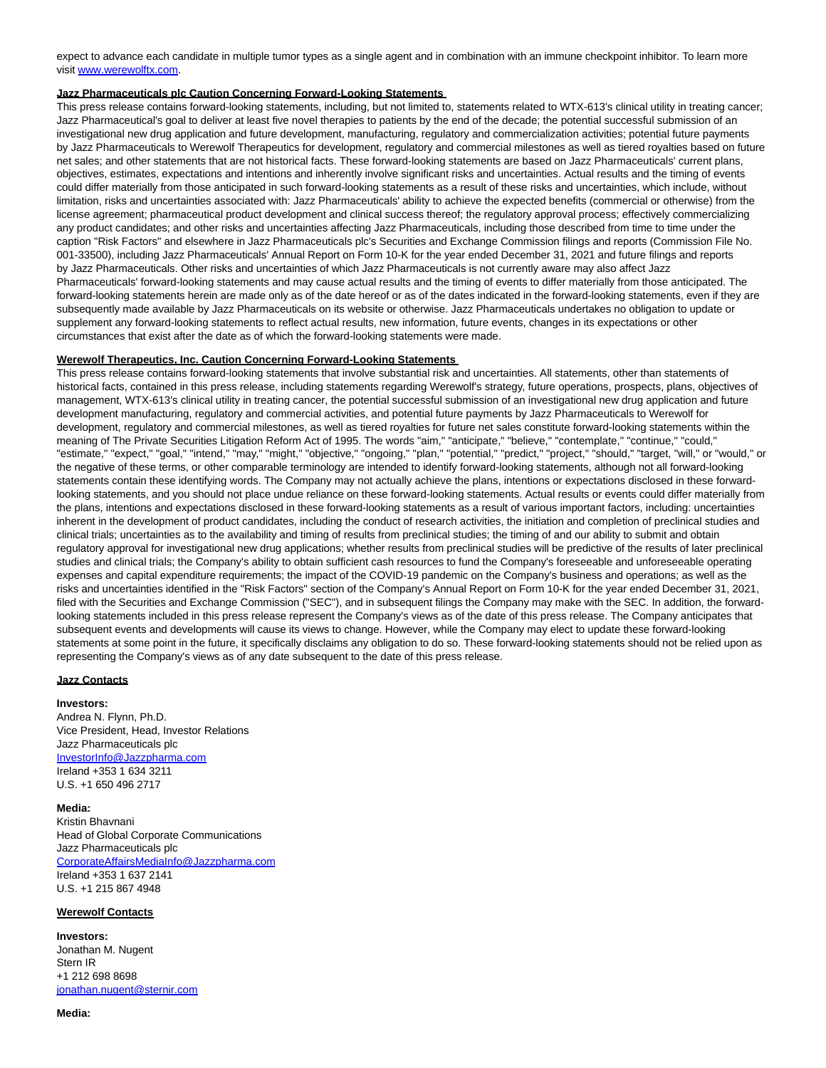expect to advance each candidate in multiple tumor types as a single agent and in combination with an immune checkpoint inhibitor. To learn more visit [www.werewolftx.com](www.werewolftx.com).

**Jazz Pharmaceuticals plc Caution Concerning Forward-Looking Statements**

This press release contains forward-looking statements, including, but not limited to, statements related to WTX-613's clinical utility in treating cancer; Jazz Pharmaceutical's goal to deliver at least five novel therapies to patients by the end of the decade; the potential successful submission of an investigational new drug application and future development, manufacturing, regulatory and commercialization activities; potential future payments by Jazz Pharmaceuticals to Werewolf Therapeutics for development, regulatory and commercial milestones as well as tiered royalties based on future net sales; and other statements that are not historical facts. These forward-looking statements are based on Jazz Pharmaceuticals' current plans, objectives, estimates, expectations and intentions and inherently involve significant risks and uncertainties. Actual results and the timing of events could differ materially from those anticipated in such forward-looking statements as a result of these risks and uncertainties, which include, without limitation, risks and uncertainties associated with: Jazz Pharmaceuticals' ability to achieve the expected benefits (commercial or otherwise) from the license agreement; pharmaceutical product development and clinical success thereof; the regulatory approval process; effectively commercializing any product candidates; and other risks and uncertainties affecting Jazz Pharmaceuticals, including those described from time to time under the caption "Risk Factors" and elsewhere in Jazz Pharmaceuticals plc's Securities and Exchange Commission filings and reports (Commission File No. 001-33500), including Jazz Pharmaceuticals' Annual Report on Form 10-K for the year ended December 31, 2021 and future filings and reports by Jazz Pharmaceuticals. Other risks and uncertainties of which Jazz Pharmaceuticals is not currently aware may also affect Jazz Pharmaceuticals' forward-looking statements and may cause actual results and the timing of events to differ materially from those anticipated. The forward-looking statements herein are made only as of the date hereof or as of the dates indicated in the forward-looking statements, even if they are subsequently made available by Jazz Pharmaceuticals on its website or otherwise. Jazz Pharmaceuticals undertakes no obligation to update or supplement any forward-looking statements to reflect actual results, new information, future events, changes in its expectations or other circumstances that exist after the date as of which the forward-looking statements were made.

**Werewolf Therapeutics, Inc. Caution Concerning Forward-Looking Statements**

This press release contains forward-looking statements that involve substantial risk and uncertainties. All statements, other than statements of historical facts, contained in this press release, including statements regarding Werewolf's strategy, future operations, prospects, plans, objectives of management, WTX-613's clinical utility in treating cancer, the potential successful submission of an investigational new drug application and future development manufacturing, regulatory and commercial activities, and potential future payments by Jazz Pharmaceuticals to Werewolf for development, regulatory and commercial milestones, as well as tiered royalties for future net sales constitute forward-looking statements within the meaning of The Private Securities Litigation Reform Act of 1995. The words "aim," "anticipate," "believe," "contemplate," "continue," "could," "estimate," "expect," "goal," "intend," "may," "might," "objective," "ongoing," "plan," "potential," "predict," "project," "should," "target, "will," or "would," or the negative of these terms, or other comparable terminology are intended to identify forward-looking statements, although not all forward-looking statements contain these identifying words. The Company may not actually achieve the plans, intentions or expectations disclosed in these forward-looking statements, and you should not place undue reliance on these forward-looking statements. Actual results or events could differ materially from the plans, intentions and expectations disclosed in these forward-looking statements as a result of various important factors, including: uncertainties inherent in the development of product candidates, including the conduct of research activities, the initiation and completion of preclinical studies and clinical trials; uncertainties as to the availability and timing of results from preclinical studies; the timing of and our ability to submit and obtain regulatory approval for investigational new drug applications; whether results from preclinical studies will be predictive of the results of later preclinical studies and clinical trials; the Company's ability to obtain sufficient cash resources to fund the Company's foreseeable and unforeseeable operating expenses and capital expenditure requirements; the impact of the COVID-19 pandemic on the Company's business and operations; as well as the risks and uncertainties identified in the "Risk Factors" section of the Company's Annual Report on Form 10-K for the year ended December 31, 2021, filed with the Securities and Exchange Commission ("SEC"), and in subsequent filings the Company may make with the SEC. In addition, the forward-looking statements included in this press release represent the Company's views as of the date of this press release. The Company anticipates that subsequent events and developments will cause its views to change. However, while the Company may elect to update these forward-looking statements at some point in the future, it specifically disclaims any obligation to do so. These forward-looking statements should not be relied upon as representing the Company's views as of any date subsequent to the date of this press release.

**Jazz Contacts**

**Investors:**
Andrea N. Flynn, Ph.D.
Vice President, Head, Investor Relations
Jazz Pharmaceuticals plc
[InvestorInfo@Jazzpharma.com](mailto:InvestorInfo@Jazzpharma.com)
Ireland +353 1 634 3211
U.S. +1 650 496 2717

**Media:**
Kristin Bhavnani
Head of Global Corporate Communications
Jazz Pharmaceuticals plc
[CorporateAffairsMediaInfo@Jazzpharma.com](mailto:CorporateAffairsMediaInfo@Jazzpharma.com)
Ireland +353 1 637 2141
U.S. +1 215 867 4948

**Werewolf Contacts**

**Investors:**
Jonathan M. Nugent
Stern IR
+1 212 698 8698
[jonathan.nugent@sternir.com](mailto:jonathan.nugent@sternir.com)

**Media:**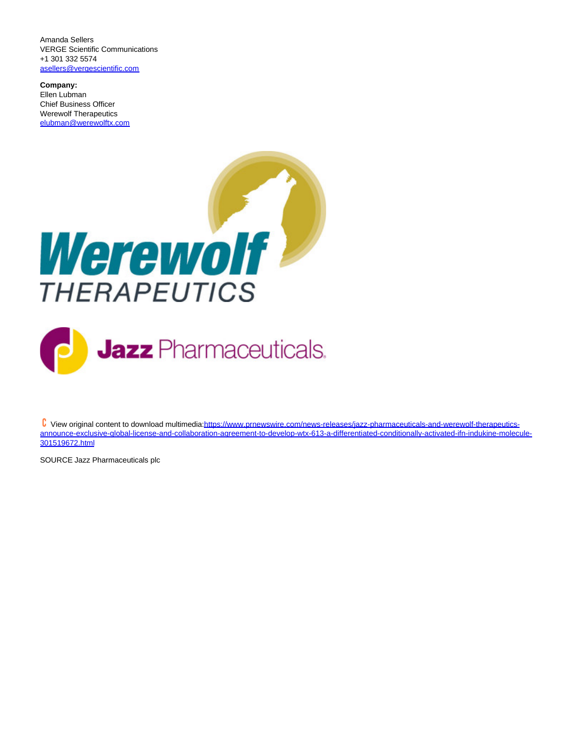Amanda Sellers
VERGE Scientific Communications
+1 301 332 5574
asellers@vergescientific.com

**Company:**
Ellen Lubman
Chief Business Officer
Werewolf Therapeutics
elubman@werewolftx.com

View original content to download multimedia:https://www.prnewswire.com/news-releases/jazz-pharmaceuticals-and-werewolf-therapeutics-announce-exclusive-global-license-and-collaboration-agreement-to-develop-wtx-613-a-differentiated-conditionally-activated-ifn-indukine-molecule-301519672.html

SOURCE Jazz Pharmaceuticals plc